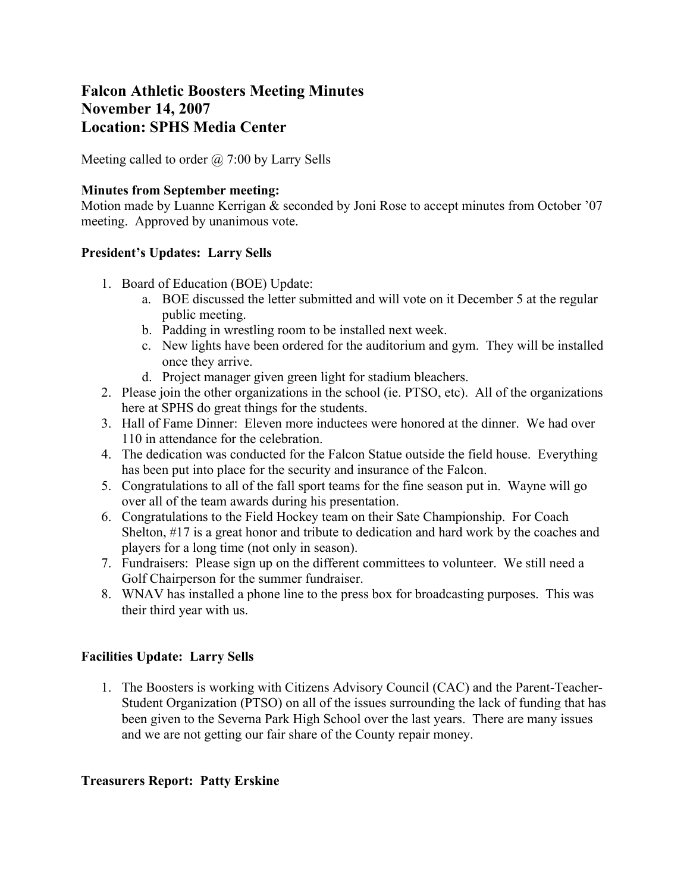# Falcon Athletic Boosters Meeting Minutes
# November 14, 2007
# Location: SPHS Media Center

Meeting called to order @ 7:00 by Larry Sells

**Minutes from September meeting:**
Motion made by Luanne Kerrigan & seconded by Joni Rose to accept minutes from October '07 meeting. Approved by unanimous vote.

**President's Updates: Larry Sells**

1. Board of Education (BOE) Update:
   a. BOE discussed the letter submitted and will vote on it December 5 at the regular public meeting.
   b. Padding in wrestling room to be installed next week.
   c. New lights have been ordered for the auditorium and gym. They will be installed once they arrive.
   d. Project manager given green light for stadium bleachers.
2. Please join the other organizations in the school (ie. PTSO, etc). All of the organizations here at SPHS do great things for the students.
3. Hall of Fame Dinner: Eleven more inductees were honored at the dinner. We had over 110 in attendance for the celebration.
4. The dedication was conducted for the Falcon Statue outside the field house. Everything has been put into place for the security and insurance of the Falcon.
5. Congratulations to all of the fall sport teams for the fine season put in. Wayne will go over all of the team awards during his presentation.
6. Congratulations to the Field Hockey team on their Sate Championship. For Coach Shelton, #17 is a great honor and tribute to dedication and hard work by the coaches and players for a long time (not only in season).
7. Fundraisers: Please sign up on the different committees to volunteer. We still need a Golf Chairperson for the summer fundraiser.
8. WNAV has installed a phone line to the press box for broadcasting purposes. This was their third year with us.

**Facilities Update: Larry Sells**

1. The Boosters is working with Citizens Advisory Council (CAC) and the Parent-Teacher-Student Organization (PTSO) on all of the issues surrounding the lack of funding that has been given to the Severna Park High School over the last years. There are many issues and we are not getting our fair share of the County repair money.

**Treasurers Report: Patty Erskine**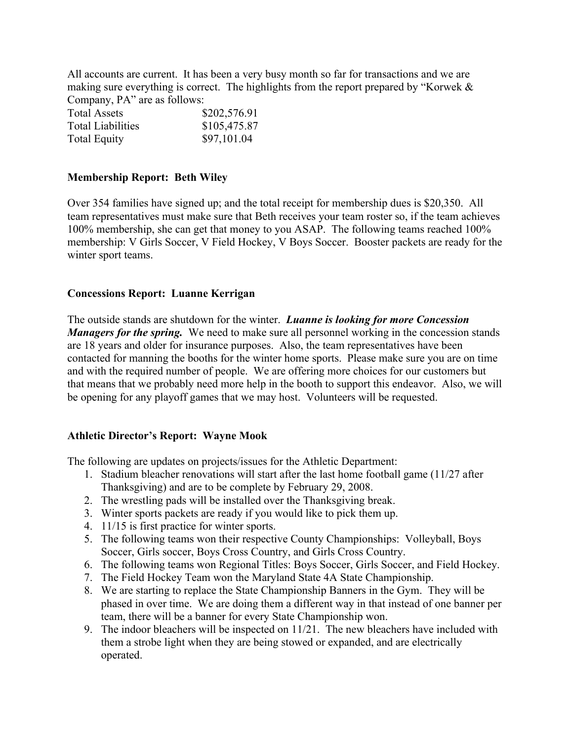All accounts are current. It has been a very busy month so far for transactions and we are making sure everything is correct. The highlights from the report prepared by "Korwek & Company, PA" are as follows:

| | |
|---|---|
| Total Assets | $202,576.91 |
| Total Liabilities | $105,475.87 |
| Total Equity | $97,101.04 |

**Membership Report: Beth Wiley**

Over 354 families have signed up; and the total receipt for membership dues is $20,350. All team representatives must make sure that Beth receives your team roster so, if the team achieves 100% membership, she can get that money to you ASAP. The following teams reached 100% membership: V Girls Soccer, V Field Hockey, V Boys Soccer. Booster packets are ready for the winter sport teams.

**Concessions Report: Luanne Kerrigan**

The outside stands are shutdown for the winter. ***Luanne is looking for more Concession Managers for the spring.*** We need to make sure all personnel working in the concession stands are 18 years and older for insurance purposes. Also, the team representatives have been contacted for manning the booths for the winter home sports. Please make sure you are on time and with the required number of people. We are offering more choices for our customers but that means that we probably need more help in the booth to support this endeavor. Also, we will be opening for any playoff games that we may host. Volunteers will be requested.

**Athletic Director's Report: Wayne Mook**

The following are updates on projects/issues for the Athletic Department:

1. Stadium bleacher renovations will start after the last home football game (11/27 after Thanksgiving) and are to be complete by February 29, 2008.
2. The wrestling pads will be installed over the Thanksgiving break.
3. Winter sports packets are ready if you would like to pick them up.
4. 11/15 is first practice for winter sports.
5. The following teams won their respective County Championships: Volleyball, Boys Soccer, Girls soccer, Boys Cross Country, and Girls Cross Country.
6. The following teams won Regional Titles: Boys Soccer, Girls Soccer, and Field Hockey.
7. The Field Hockey Team won the Maryland State 4A State Championship.
8. We are starting to replace the State Championship Banners in the Gym. They will be phased in over time. We are doing them a different way in that instead of one banner per team, there will be a banner for every State Championship won.
9. The indoor bleachers will be inspected on 11/21. The new bleachers have included with them a strobe light when they are being stowed or expanded, and are electrically operated.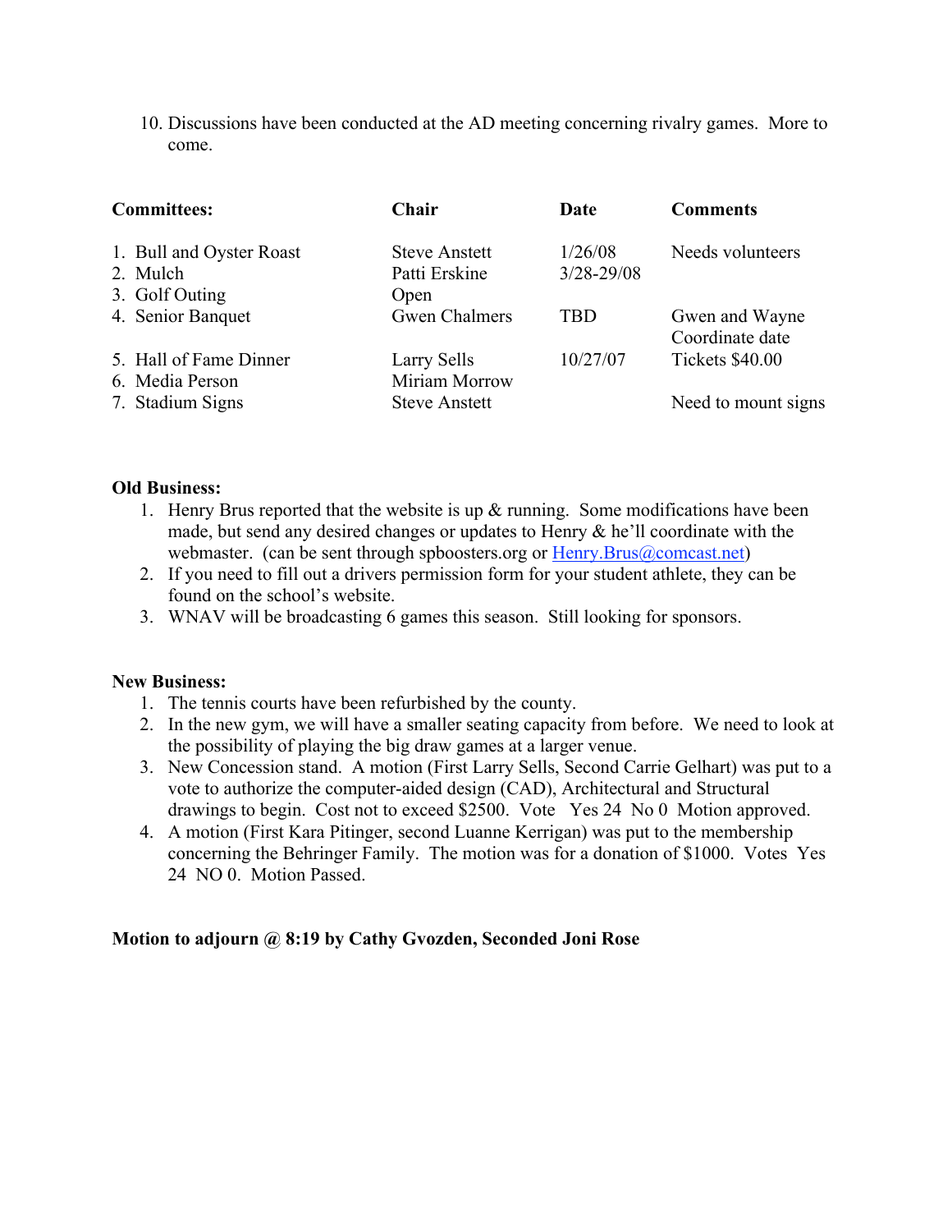10. Discussions have been conducted at the AD meeting concerning rivalry games. More to come.

| **Committees:** | **Chair** | **Date** | **Comments** |
|---|---|---|---|
| 1. Bull and Oyster Roast | Steve Anstett | 1/26/08 | Needs volunteers |
| 2. Mulch | Patti Erskine | 3/28-29/08 | |
| 3. Golf Outing | Open | | |
| 4. Senior Banquet | Gwen Chalmers | TBD | Gwen and Wayne Coordinate date |
| 5. Hall of Fame Dinner | Larry Sells | 10/27/07 | Tickets $40.00 |
| 6. Media Person | Miriam Morrow | | |
| 7. Stadium Signs | Steve Anstett | | Need to mount signs |

**Old Business:**

1. Henry Brus reported that the website is up & running. Some modifications have been made, but send any desired changes or updates to Henry & he'll coordinate with the webmaster. (can be sent through spboosters.org or Henry.Brus@comcast.net)
2. If you need to fill out a drivers permission form for your student athlete, they can be found on the school's website.
3. WNAV will be broadcasting 6 games this season. Still looking for sponsors.

**New Business:**

1. The tennis courts have been refurbished by the county.
2. In the new gym, we will have a smaller seating capacity from before. We need to look at the possibility of playing the big draw games at a larger venue.
3. New Concession stand. A motion (First Larry Sells, Second Carrie Gelhart) was put to a vote to authorize the computer-aided design (CAD), Architectural and Structural drawings to begin. Cost not to exceed $2500. Vote Yes 24 No 0 Motion approved.
4. A motion (First Kara Pitinger, second Luanne Kerrigan) was put to the membership concerning the Behringer Family. The motion was for a donation of $1000. Votes Yes 24 NO 0. Motion Passed.

**Motion to adjourn @ 8:19 by Cathy Gvozden, Seconded Joni Rose**